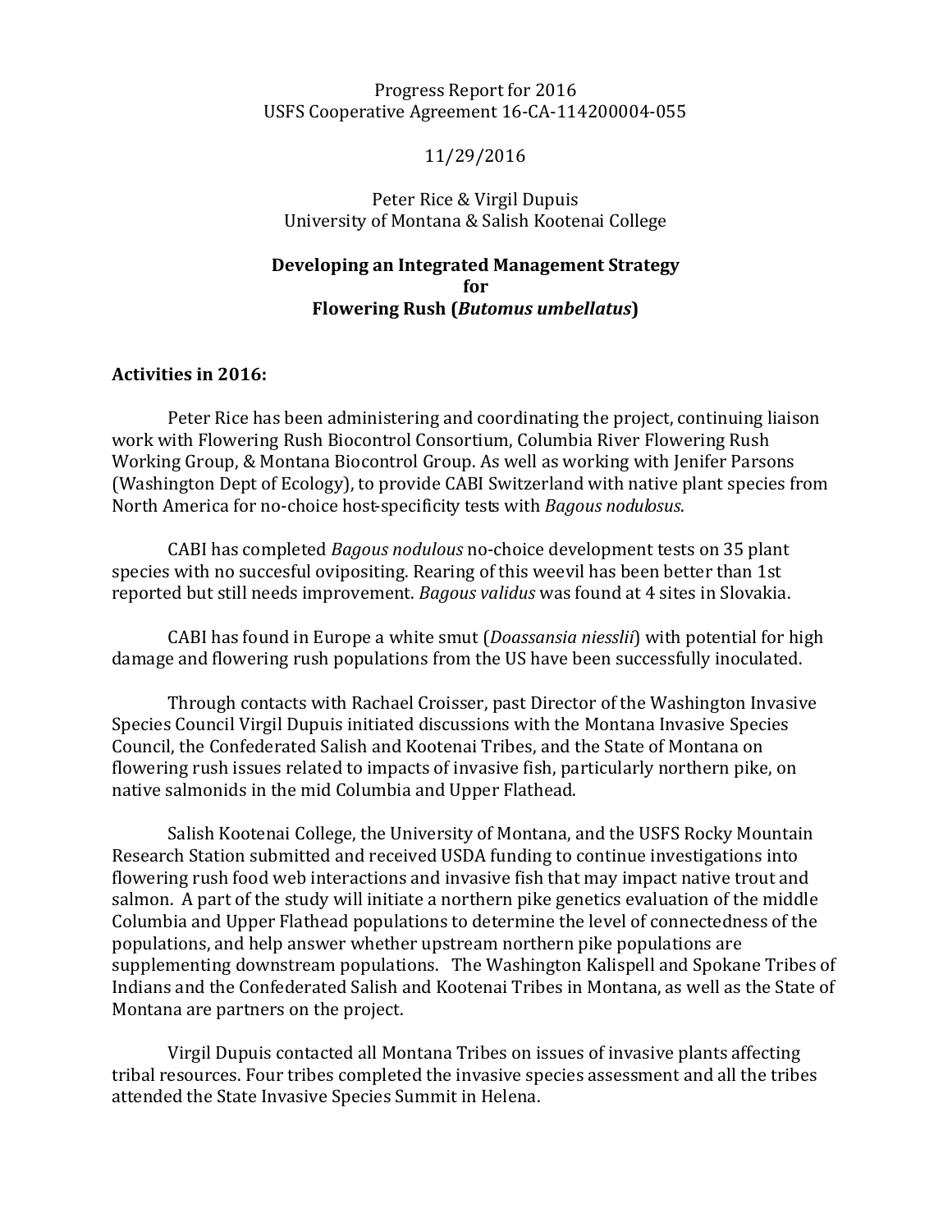Progress Report for 2016
USFS Cooperative Agreement 16-CA-114200004-055

11/29/2016

Peter Rice & Virgil Dupuis
University of Montana & Salish Kootenai College

**Developing an Integrated Management Strategy**
**for**
**Flowering Rush (*Butomus umbellatus*)**

**Activities in 2016:**

Peter Rice has been administering and coordinating the project, continuing liaison work with Flowering Rush Biocontrol Consortium, Columbia River Flowering Rush Working Group, & Montana Biocontrol Group. As well as working with Jenifer Parsons (Washington Dept of Ecology), to provide CABI Switzerland with native plant species from North America for no-choice host-specificity tests with *Bagous nodulosus*.

CABI has completed *Bagous nodulous* no-choice development tests on 35 plant species with no succesful ovipositing. Rearing of this weevil has been better than 1st reported but still needs improvement. *Bagous validus* was found at 4 sites in Slovakia.

CABI has found in Europe a white smut (*Doassansia niesslii*) with potential for high damage and flowering rush populations from the US have been successfully inoculated.

Through contacts with Rachael Croisser, past Director of the Washington Invasive Species Council Virgil Dupuis initiated discussions with the Montana Invasive Species Council, the Confederated Salish and Kootenai Tribes, and the State of Montana on flowering rush issues related to impacts of invasive fish, particularly northern pike, on native salmonids in the mid Columbia and Upper Flathead.

Salish Kootenai College, the University of Montana, and the USFS Rocky Mountain Research Station submitted and received USDA funding to continue investigations into flowering rush food web interactions and invasive fish that may impact native trout and salmon. A part of the study will initiate a northern pike genetics evaluation of the middle Columbia and Upper Flathead populations to determine the level of connectedness of the populations, and help answer whether upstream northern pike populations are supplementing downstream populations. The Washington Kalispell and Spokane Tribes of Indians and the Confederated Salish and Kootenai Tribes in Montana, as well as the State of Montana are partners on the project.

Virgil Dupuis contacted all Montana Tribes on issues of invasive plants affecting tribal resources. Four tribes completed the invasive species assessment and all the tribes attended the State Invasive Species Summit in Helena.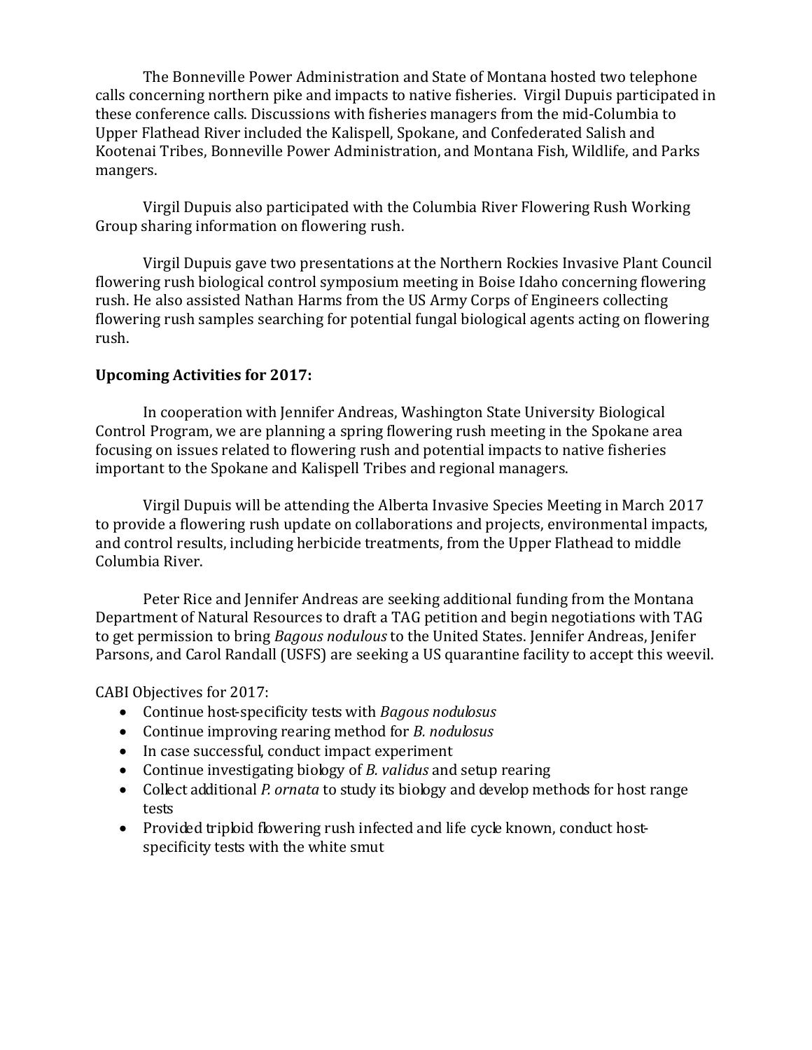The Bonneville Power Administration and State of Montana hosted two telephone calls concerning northern pike and impacts to native fisheries. Virgil Dupuis participated in these conference calls. Discussions with fisheries managers from the mid-Columbia to Upper Flathead River included the Kalispell, Spokane, and Confederated Salish and Kootenai Tribes, Bonneville Power Administration, and Montana Fish, Wildlife, and Parks mangers.

Virgil Dupuis also participated with the Columbia River Flowering Rush Working Group sharing information on flowering rush.

Virgil Dupuis gave two presentations at the Northern Rockies Invasive Plant Council flowering rush biological control symposium meeting in Boise Idaho concerning flowering rush. He also assisted Nathan Harms from the US Army Corps of Engineers collecting flowering rush samples searching for potential fungal biological agents acting on flowering rush.

**Upcoming Activities for 2017:**

In cooperation with Jennifer Andreas, Washington State University Biological Control Program, we are planning a spring flowering rush meeting in the Spokane area focusing on issues related to flowering rush and potential impacts to native fisheries important to the Spokane and Kalispell Tribes and regional managers.

Virgil Dupuis will be attending the Alberta Invasive Species Meeting in March 2017 to provide a flowering rush update on collaborations and projects, environmental impacts, and control results, including herbicide treatments, from the Upper Flathead to middle Columbia River.

Peter Rice and Jennifer Andreas are seeking additional funding from the Montana Department of Natural Resources to draft a TAG petition and begin negotiations with TAG to get permission to bring *Bagous nodulous* to the United States. Jennifer Andreas, Jenifer Parsons, and Carol Randall (USFS) are seeking a US quarantine facility to accept this weevil.

CABI Objectives for 2017:

- Continue host-specificity tests with *Bagous nodulosus*
- Continue improving rearing method for *B. nodulosus*
- In case successful, conduct impact experiment
- Continue investigating biology of *B. validus* and setup rearing
- Collect additional *P. ornata* to study its biology and develop methods for host range tests
- Provided triploid flowering rush infected and life cycle known, conduct host-specificity tests with the white smut